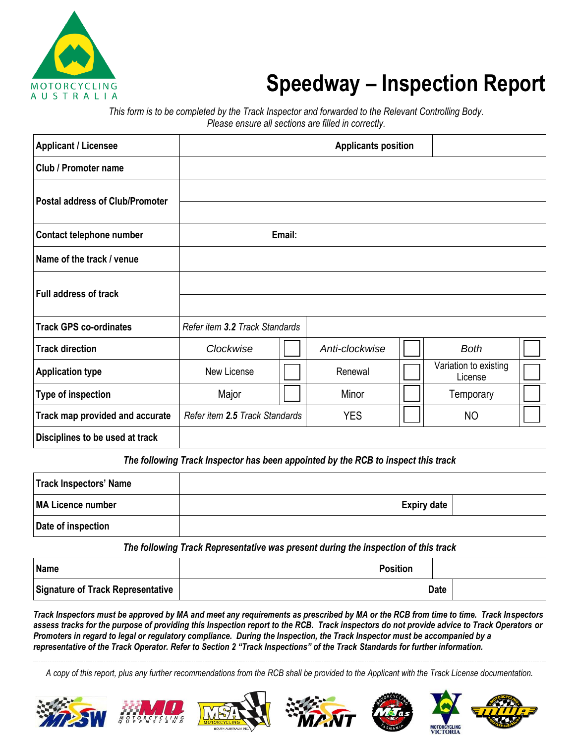# Speedway – Inspection Report

*This form is to be completed by the Track Inspector and forwarded to the Relevant Controlling Body. Please ensure all sections are filled in correctly.*

| | | | | | | |
|---|---|---|---|---|---|---|
| **Applicant / Licensee** | | | **Applicants position** | | | |
| **Club / Promoter name** | | | | | | |
| **Postal address of Club/Promoter** | | | | | | |
| **Contact telephone number** | | | **Email:** | | | |
| **Name of the track / venue** | | | | | | |
| **Full address of track** | | | | | | |
| **Track GPS co-ordinates** | *Refer item **3.2** Track Standards* | | | | | |
| **Track direction** | *Clockwise* | ☐ | *Anti-clockwise* | ☐ | *Both* | ☐ |
| **Application type** | New License | ☐ | Renewal | ☐ | Variation to existing License | ☐ |
| **Type of inspection** | Major | ☐ | Minor | ☐ | Temporary | ☐ |
| **Track map provided and accurate** | *Refer item **2.5** Track Standards* | | YES | ☐ | NO | ☐ |
| **Disciplines to be used at track** | | | | | | |

***The following Track Inspector has been appointed by the RCB to inspect this track***

| | | | |
|---|---|---|---|
| **Track Inspectors' Name** | | | |
| **MA Licence number** | | **Expiry date** | |
| **Date of inspection** | | | |

***The following Track Representative was present during the inspection of this track***

| | | | |
|---|---|---|---|
| **Name** | | **Position** | |
| **Signature of Track Representative** | | **Date** | |

***Track Inspectors must be approved by MA and meet any requirements as prescribed by MA or the RCB from time to time. Track Inspectors assess tracks for the purpose of providing this Inspection report to the RCB. Track inspectors do not provide advice to Track Operators or Promoters in regard to legal or regulatory compliance. During the Inspection, the Track Inspector must be accompanied by a representative of the Track Operator. Refer to Section 2 "Track Inspections" of the Track Standards for further information.***

---

*A copy of this report, plus any further recommendations from the RCB shall be provided to the Applicant with the Track License documentation.*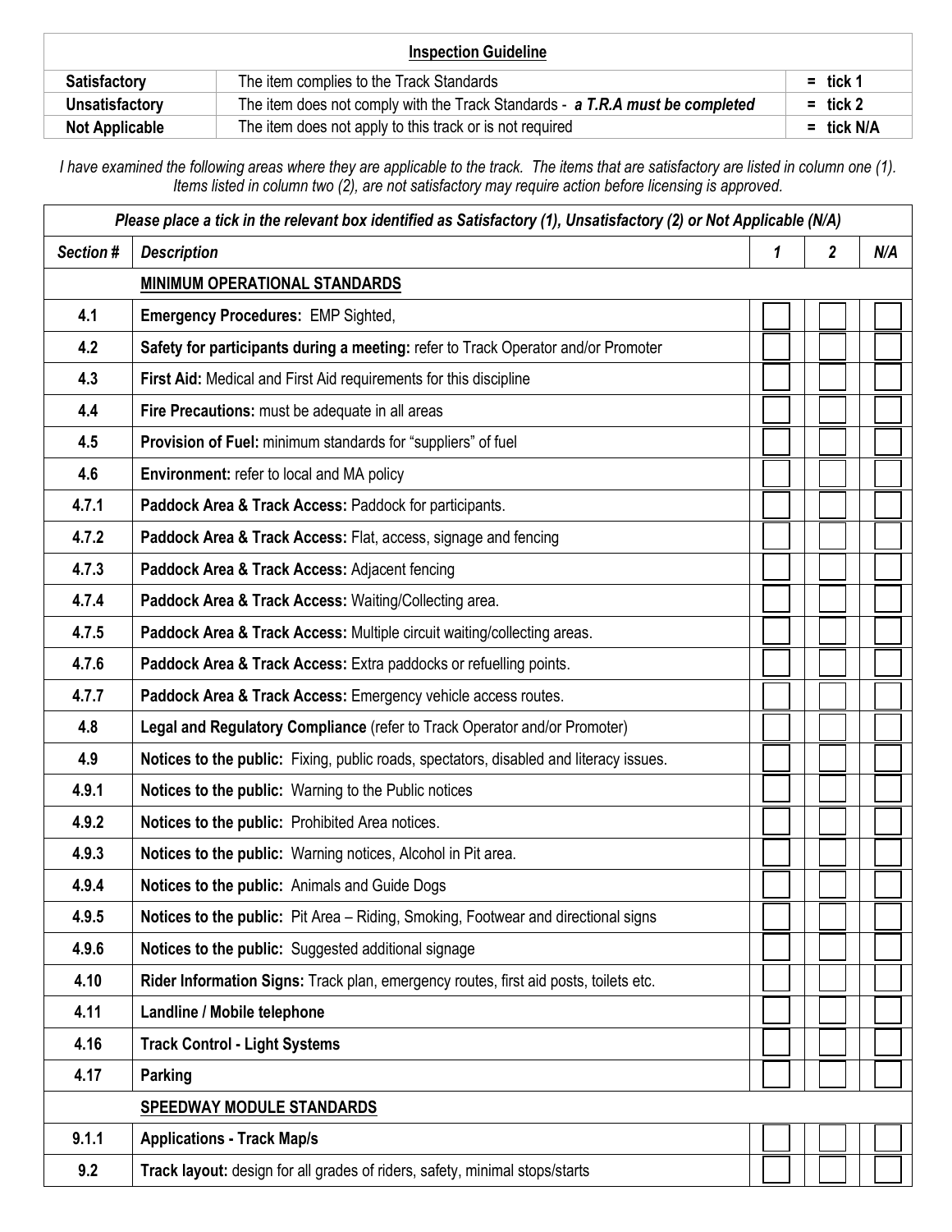| Inspection Guideline | | |
|---|---|---|
| **Satisfactory** | The item complies to the Track Standards | = tick 1 |
| **Unsatisfactory** | The item does not comply with the Track Standards - ***a T.R.A must be completed*** | = tick 2 |
| **Not Applicable** | The item does not apply to this track or is not required | = tick N/A |

*I have examined the following areas where they are applicable to the track. The items that are satisfactory are listed in column one (1). Items listed in column two (2), are not satisfactory may require action before licensing is approved.*

***Please place a tick in the relevant box identified as Satisfactory (1), Unsatisfactory (2) or Not Applicable (N/A)***

| ***Section #*** | ***Description*** | ***1*** | ***2*** | ***N/A*** |
|---|---|---|---|---|
| | **MINIMUM OPERATIONAL STANDARDS** | | | |
| **4.1** | **Emergency Procedures:** EMP Sighted, | ☐ | ☐ | ☐ |
| **4.2** | **Safety for participants during a meeting:** refer to Track Operator and/or Promoter | ☐ | ☐ | ☐ |
| **4.3** | **First Aid:** Medical and First Aid requirements for this discipline | ☐ | ☐ | ☐ |
| **4.4** | **Fire Precautions:** must be adequate in all areas | ☐ | ☐ | ☐ |
| **4.5** | **Provision of Fuel:** minimum standards for "suppliers" of fuel | ☐ | ☐ | ☐ |
| **4.6** | **Environment:** refer to local and MA policy | ☐ | ☐ | ☐ |
| **4.7.1** | **Paddock Area & Track Access:** Paddock for participants. | ☐ | ☐ | ☐ |
| **4.7.2** | **Paddock Area & Track Access:** Flat, access, signage and fencing | ☐ | ☐ | ☐ |
| **4.7.3** | **Paddock Area & Track Access:** Adjacent fencing | ☐ | ☐ | ☐ |
| **4.7.4** | **Paddock Area & Track Access:** Waiting/Collecting area. | ☐ | ☐ | ☐ |
| **4.7.5** | **Paddock Area & Track Access:** Multiple circuit waiting/collecting areas. | ☐ | ☐ | ☐ |
| **4.7.6** | **Paddock Area & Track Access:** Extra paddocks or refuelling points. | ☐ | ☐ | ☐ |
| **4.7.7** | **Paddock Area & Track Access:** Emergency vehicle access routes. | ☐ | ☐ | ☐ |
| **4.8** | **Legal and Regulatory Compliance** (refer to Track Operator and/or Promoter) | ☐ | ☐ | ☐ |
| **4.9** | **Notices to the public:** Fixing, public roads, spectators, disabled and literacy issues. | ☐ | ☐ | ☐ |
| **4.9.1** | **Notices to the public:** Warning to the Public notices | ☐ | ☐ | ☐ |
| **4.9.2** | **Notices to the public:** Prohibited Area notices. | ☐ | ☐ | ☐ |
| **4.9.3** | **Notices to the public:** Warning notices, Alcohol in Pit area. | ☐ | ☐ | ☐ |
| **4.9.4** | **Notices to the public:** Animals and Guide Dogs | ☐ | ☐ | ☐ |
| **4.9.5** | **Notices to the public:** Pit Area – Riding, Smoking, Footwear and directional signs | ☐ | ☐ | ☐ |
| **4.9.6** | **Notices to the public:** Suggested additional signage | ☐ | ☐ | ☐ |
| **4.10** | **Rider Information Signs:** Track plan, emergency routes, first aid posts, toilets etc. | ☐ | ☐ | ☐ |
| **4.11** | **Landline / Mobile telephone** | ☐ | ☐ | ☐ |
| **4.16** | **Track Control - Light Systems** | ☐ | ☐ | ☐ |
| **4.17** | **Parking** | ☐ | ☐ | ☐ |
| | **SPEEDWAY MODULE STANDARDS** | | | |
| **9.1.1** | **Applications - Track Map/s** | ☐ | ☐ | ☐ |
| **9.2** | **Track layout:** design for all grades of riders, safety, minimal stops/starts | ☐ | ☐ | ☐ |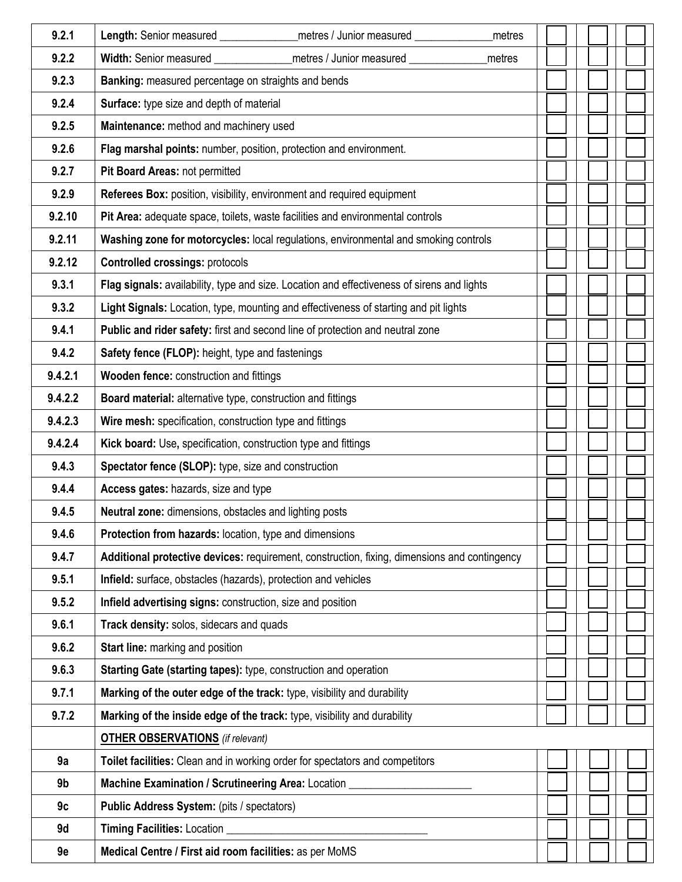| | | | | |
|---|---|---|---|---|
| 9.2.1 | **Length:** Senior measured ______________metres / Junior measured ______________metres | ☐ | ☐ | ☐ |
| 9.2.2 | **Width:** Senior measured ______________metres / Junior measured ______________metres | ☐ | ☐ | ☐ |
| 9.2.3 | **Banking:** measured percentage on straights and bends | ☐ | ☐ | ☐ |
| 9.2.4 | **Surface:** type size and depth of material | ☐ | ☐ | ☐ |
| 9.2.5 | **Maintenance:** method and machinery used | ☐ | ☐ | ☐ |
| 9.2.6 | **Flag marshal points:** number, position, protection and environment. | ☐ | ☐ | ☐ |
| 9.2.7 | **Pit Board Areas:** not permitted | ☐ | ☐ | ☐ |
| 9.2.9 | **Referees Box:** position, visibility, environment and required equipment | ☐ | ☐ | ☐ |
| 9.2.10 | **Pit Area:** adequate space, toilets, waste facilities and environmental controls | ☐ | ☐ | ☐ |
| 9.2.11 | **Washing zone for motorcycles:** local regulations, environmental and smoking controls | ☐ | ☐ | ☐ |
| 9.2.12 | **Controlled crossings:** protocols | ☐ | ☐ | ☐ |
| 9.3.1 | **Flag signals:** availability, type and size. Location and effectiveness of sirens and lights | ☐ | ☐ | ☐ |
| 9.3.2 | **Light Signals:** Location, type, mounting and effectiveness of starting and pit lights | ☐ | ☐ | ☐ |
| 9.4.1 | **Public and rider safety:** first and second line of protection and neutral zone | ☐ | ☐ | ☐ |
| 9.4.2 | **Safety fence (FLOP):** height, type and fastenings | ☐ | ☐ | ☐ |
| 9.4.2.1 | **Wooden fence:** construction and fittings | ☐ | ☐ | ☐ |
| 9.4.2.2 | **Board material:** alternative type, construction and fittings | ☐ | ☐ | ☐ |
| 9.4.2.3 | **Wire mesh:** specification, construction type and fittings | ☐ | ☐ | ☐ |
| 9.4.2.4 | **Kick board:** Use**,** specification, construction type and fittings | ☐ | ☐ | ☐ |
| 9.4.3 | **Spectator fence (SLOP):** type, size and construction | ☐ | ☐ | ☐ |
| 9.4.4 | **Access gates:** hazards, size and type | ☐ | ☐ | ☐ |
| 9.4.5 | **Neutral zone:** dimensions, obstacles and lighting posts | ☐ | ☐ | ☐ |
| 9.4.6 | **Protection from hazards:** location, type and dimensions | ☐ | ☐ | ☐ |
| 9.4.7 | **Additional protective devices:** requirement, construction, fixing, dimensions and contingency | ☐ | ☐ | ☐ |
| 9.5.1 | **Infield:** surface, obstacles (hazards), protection and vehicles | ☐ | ☐ | ☐ |
| 9.5.2 | **Infield advertising signs:** construction, size and position | ☐ | ☐ | ☐ |
| 9.6.1 | **Track density:** solos, sidecars and quads | ☐ | ☐ | ☐ |
| 9.6.2 | **Start line:** marking and position | ☐ | ☐ | ☐ |
| 9.6.3 | **Starting Gate (starting tapes):** type, construction and operation | ☐ | ☐ | ☐ |
| 9.7.1 | **Marking of the outer edge of the track:** type, visibility and durability | ☐ | ☐ | ☐ |
| 9.7.2 | **Marking of the inside edge of the track:** type, visibility and durability | ☐ | ☐ | ☐ |
| | **OTHER OBSERVATIONS** *(if relevant)* | | | |
| 9a | **Toilet facilities:** Clean and in working order for spectators and competitors | ☐ | ☐ | ☐ |
| 9b | **Machine Examination / Scrutineering Area:** Location ______________________ | ☐ | ☐ | ☐ |
| 9c | **Public Address System:** (pits / spectators) | ☐ | ☐ | ☐ |
| 9d | **Timing Facilities:** Location ____________________________________ | ☐ | ☐ | ☐ |
| 9e | **Medical Centre / First aid room facilities:** as per MoMS | ☐ | ☐ | ☐ |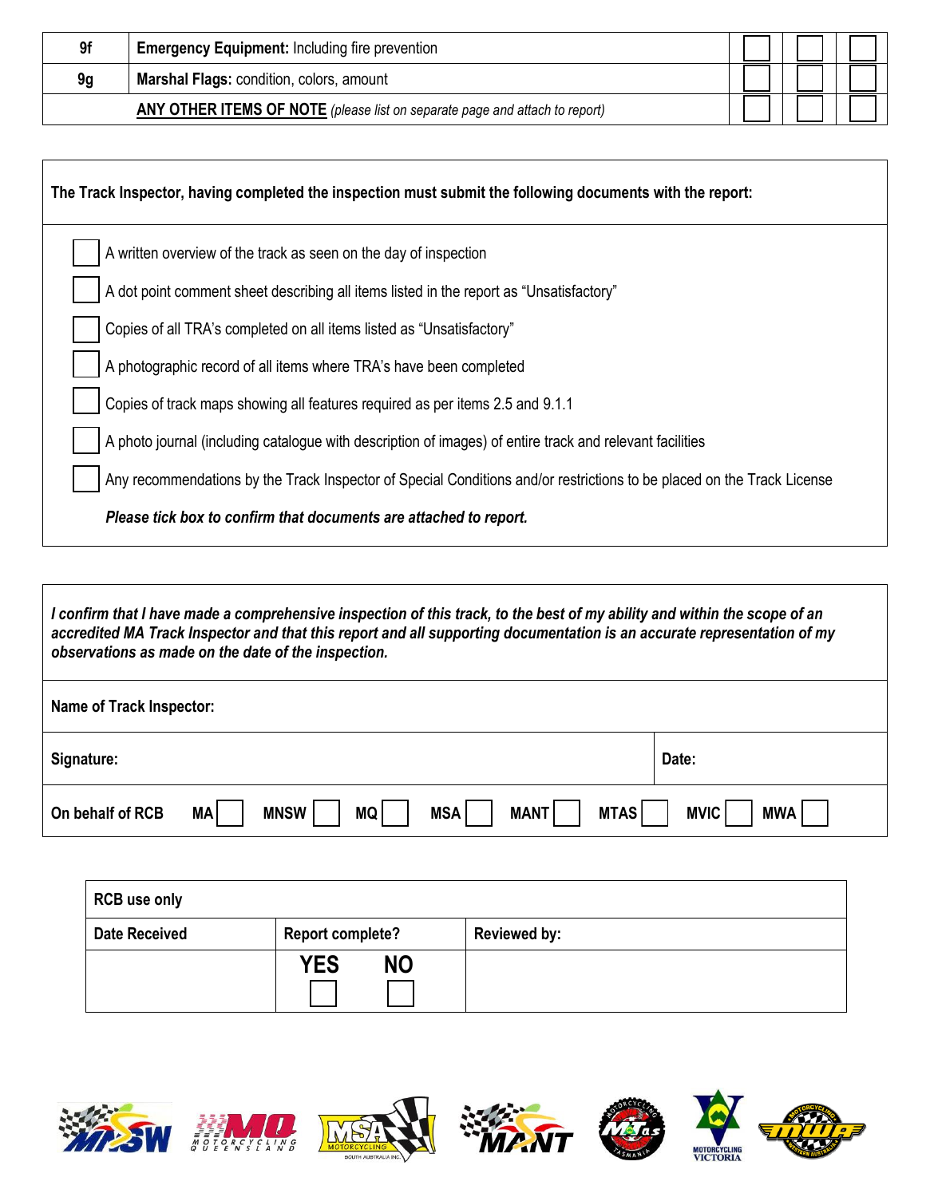| | | | | |
|---|---|---|---|---|
| 9f | **Emergency Equipment:** Including fire prevention | ☐ | ☐ | ☐ |
| 9g | **Marshal Flags:** condition, colors, amount | ☐ | ☐ | ☐ |
| | **ANY OTHER ITEMS OF NOTE** *(please list on separate page and attach to report)* | ☐ | ☐ | ☐ |

**The Track Inspector, having completed the inspection must submit the following documents with the report:**

- ☐ A written overview of the track as seen on the day of inspection
- ☐ A dot point comment sheet describing all items listed in the report as "Unsatisfactory"
- ☐ Copies of all TRA's completed on all items listed as "Unsatisfactory"
- ☐ A photographic record of all items where TRA's have been completed
- ☐ Copies of track maps showing all features required as per items 2.5 and 9.1.1
- ☐ A photo journal (including catalogue with description of images) of entire track and relevant facilities
- ☐ Any recommendations by the Track Inspector of Special Conditions and/or restrictions to be placed on the Track License

***Please tick box to confirm that documents are attached to report.***

***I confirm that I have made a comprehensive inspection of this track, to the best of my ability and within the scope of an accredited MA Track Inspector and that this report and all supporting documentation is an accurate representation of my observations as made on the date of the inspection.***

| | |
|---|---|
| **Name of Track Inspector:** | |
| **Signature:** | **Date:** |
| **On behalf of RCB** **MA** ☐ **MNSW** ☐ **MQ** ☐ **MSA** ☐ **MANT** ☐ **MTAS** ☐ **MVIC** ☐ **MWA** ☐ | |

| **RCB use only** | | |
|---|---|---|
| **Date Received** | **Report complete?** | **Reviewed by:** |
| | **YES** ☐ **NO** ☐ | |